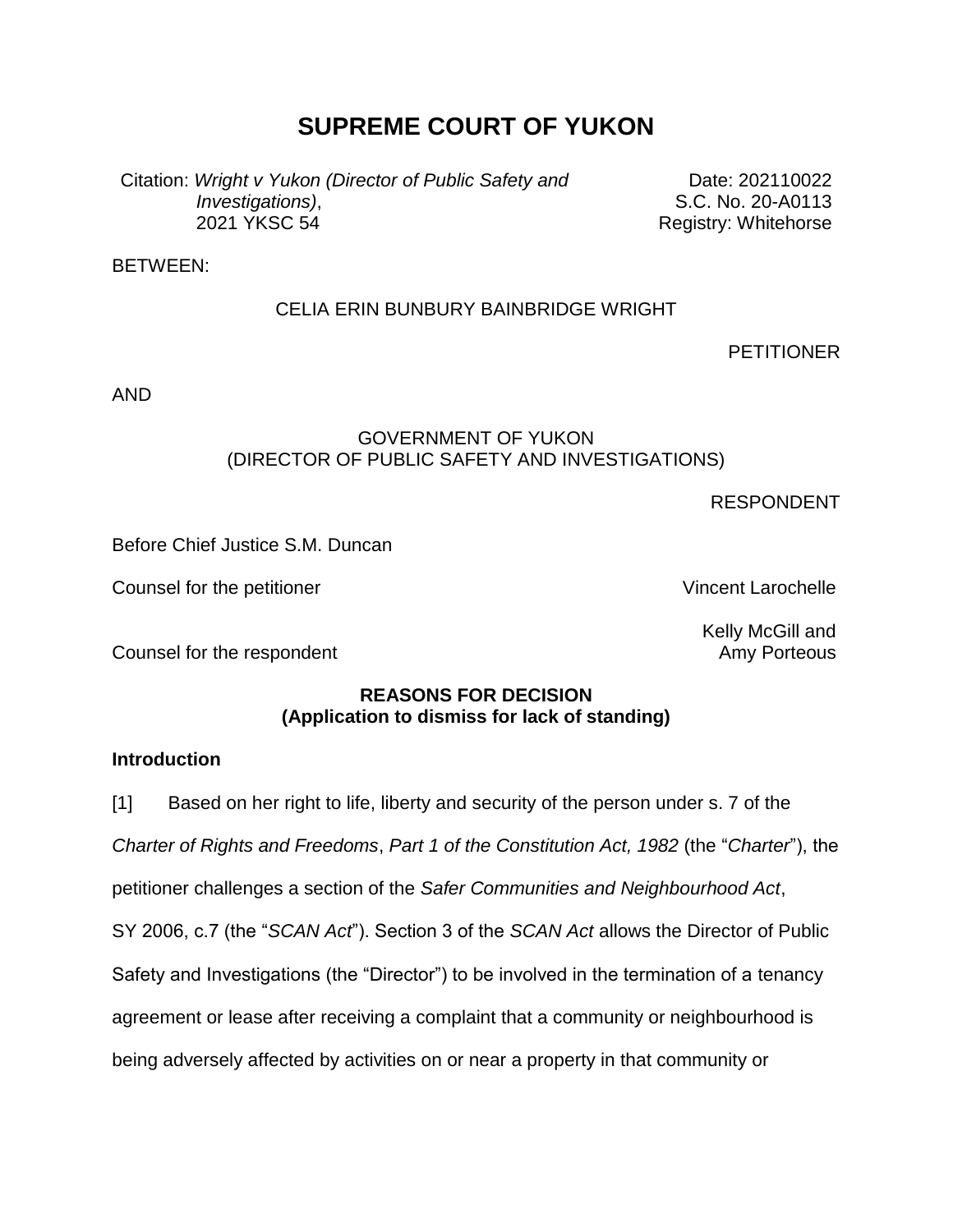# SUPREME COURT OF YUKON

Citation: *Wright v Yukon (Director of Public Safety and Investigations)*, 2021 YKSC 54

Date: 202110022
S.C. No. 20-A0113
Registry: Whitehorse

BETWEEN:

CELIA ERIN BUNBURY BAINBRIDGE WRIGHT

PETITIONER

AND

GOVERNMENT OF YUKON
(DIRECTOR OF PUBLIC SAFETY AND INVESTIGATIONS)

RESPONDENT

Before Chief Justice S.M. Duncan

Counsel for the petitioner: Vincent Larochelle

Counsel for the respondent: Kelly McGill and Amy Porteous

## REASONS FOR DECISION
## (Application to dismiss for lack of standing)

### Introduction

[1] Based on her right to life, liberty and security of the person under s. 7 of the *Charter of Rights and Freedoms*, *Part 1 of the Constitution Act, 1982* (the "*Charter*"), the petitioner challenges a section of the *Safer Communities and Neighbourhood Act*, SY 2006, c.7 (the "*SCAN Act*"). Section 3 of the *SCAN Act* allows the Director of Public Safety and Investigations (the "Director") to be involved in the termination of a tenancy agreement or lease after receiving a complaint that a community or neighbourhood is being adversely affected by activities on or near a property in that community or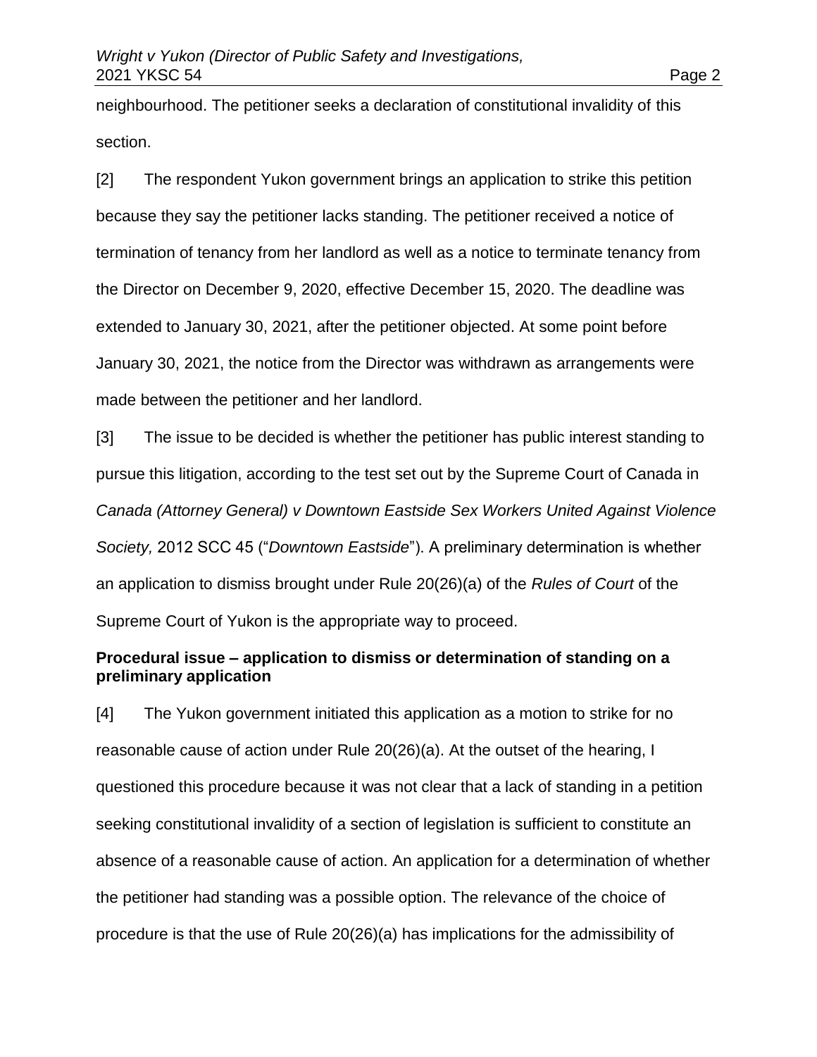neighbourhood. The petitioner seeks a declaration of constitutional invalidity of this section.

[2] The respondent Yukon government brings an application to strike this petition because they say the petitioner lacks standing. The petitioner received a notice of termination of tenancy from her landlord as well as a notice to terminate tenancy from the Director on December 9, 2020, effective December 15, 2020. The deadline was extended to January 30, 2021, after the petitioner objected. At some point before January 30, 2021, the notice from the Director was withdrawn as arrangements were made between the petitioner and her landlord.

[3] The issue to be decided is whether the petitioner has public interest standing to pursue this litigation, according to the test set out by the Supreme Court of Canada in *Canada (Attorney General) v Downtown Eastside Sex Workers United Against Violence Society,* 2012 SCC 45 ("*Downtown Eastside*"). A preliminary determination is whether an application to dismiss brought under Rule 20(26)(a) of the *Rules of Court* of the Supreme Court of Yukon is the appropriate way to proceed.

**Procedural issue – application to dismiss or determination of standing on a preliminary application**

[4] The Yukon government initiated this application as a motion to strike for no reasonable cause of action under Rule 20(26)(a). At the outset of the hearing, I questioned this procedure because it was not clear that a lack of standing in a petition seeking constitutional invalidity of a section of legislation is sufficient to constitute an absence of a reasonable cause of action. An application for a determination of whether the petitioner had standing was a possible option. The relevance of the choice of procedure is that the use of Rule 20(26)(a) has implications for the admissibility of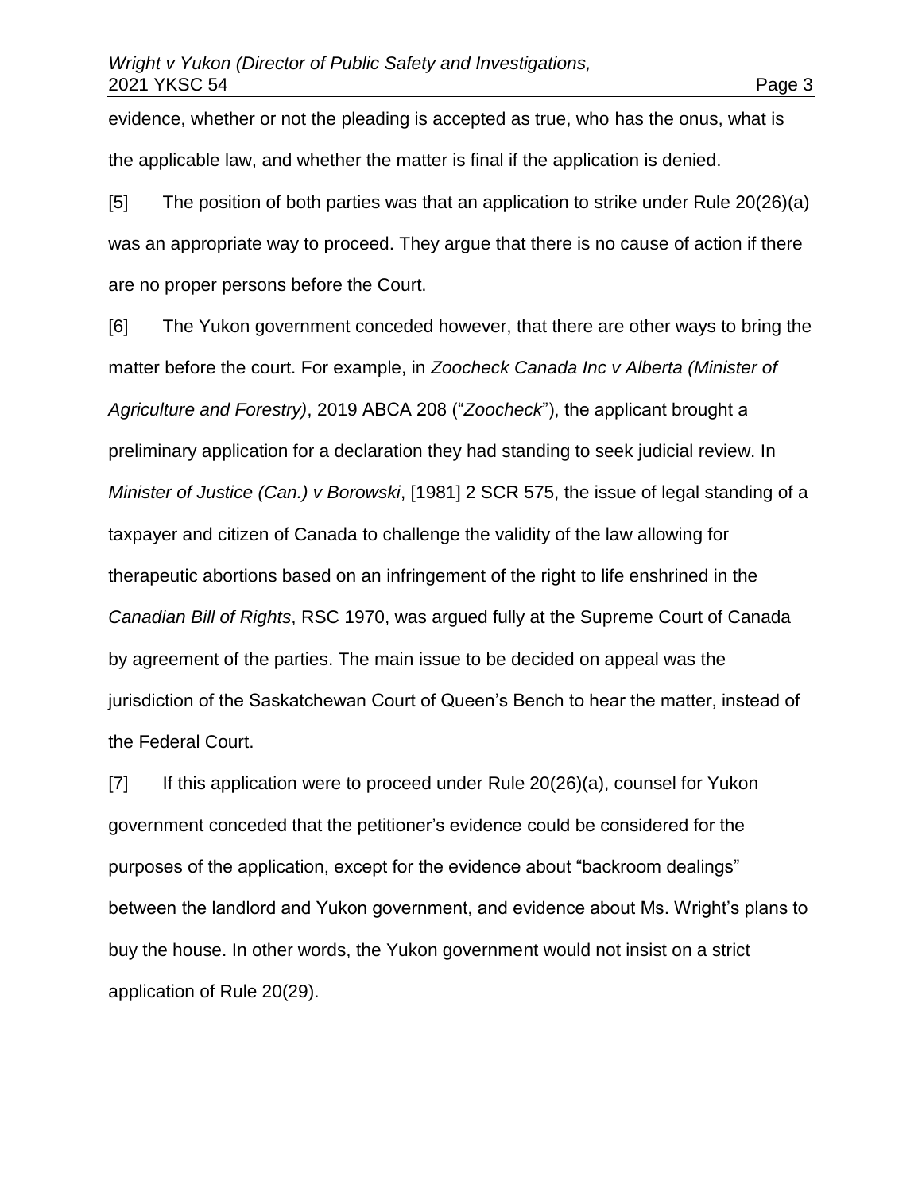evidence, whether or not the pleading is accepted as true, who has the onus, what is the applicable law, and whether the matter is final if the application is denied.

[5] The position of both parties was that an application to strike under Rule 20(26)(a) was an appropriate way to proceed. They argue that there is no cause of action if there are no proper persons before the Court.

[6] The Yukon government conceded however, that there are other ways to bring the matter before the court. For example, in *Zoocheck Canada Inc v Alberta (Minister of Agriculture and Forestry)*, 2019 ABCA 208 ("*Zoocheck*"), the applicant brought a preliminary application for a declaration they had standing to seek judicial review. In *Minister of Justice (Can.) v Borowski*, [1981] 2 SCR 575, the issue of legal standing of a taxpayer and citizen of Canada to challenge the validity of the law allowing for therapeutic abortions based on an infringement of the right to life enshrined in the *Canadian Bill of Rights*, RSC 1970, was argued fully at the Supreme Court of Canada by agreement of the parties. The main issue to be decided on appeal was the jurisdiction of the Saskatchewan Court of Queen's Bench to hear the matter, instead of the Federal Court.

[7] If this application were to proceed under Rule 20(26)(a), counsel for Yukon government conceded that the petitioner's evidence could be considered for the purposes of the application, except for the evidence about "backroom dealings" between the landlord and Yukon government, and evidence about Ms. Wright's plans to buy the house. In other words, the Yukon government would not insist on a strict application of Rule 20(29).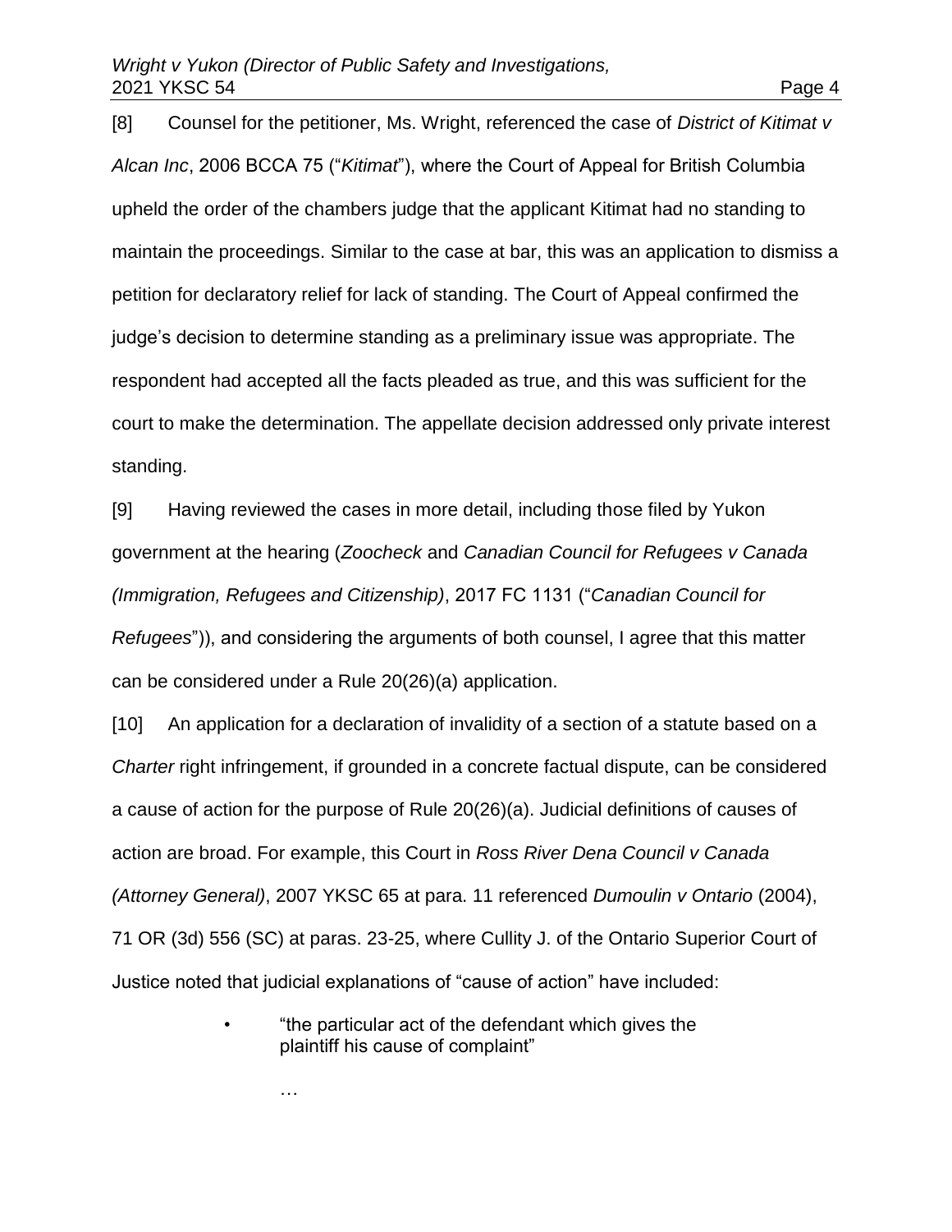[8] Counsel for the petitioner, Ms. Wright, referenced the case of *District of Kitimat v Alcan Inc*, 2006 BCCA 75 ("*Kitimat*"), where the Court of Appeal for British Columbia upheld the order of the chambers judge that the applicant Kitimat had no standing to maintain the proceedings. Similar to the case at bar, this was an application to dismiss a petition for declaratory relief for lack of standing. The Court of Appeal confirmed the judge's decision to determine standing as a preliminary issue was appropriate. The respondent had accepted all the facts pleaded as true, and this was sufficient for the court to make the determination. The appellate decision addressed only private interest standing.

[9] Having reviewed the cases in more detail, including those filed by Yukon government at the hearing (*Zoocheck* and *Canadian Council for Refugees v Canada (Immigration, Refugees and Citizenship)*, 2017 FC 1131 ("*Canadian Council for Refugees*")), and considering the arguments of both counsel, I agree that this matter can be considered under a Rule 20(26)(a) application.

[10] An application for a declaration of invalidity of a section of a statute based on a *Charter* right infringement, if grounded in a concrete factual dispute, can be considered a cause of action for the purpose of Rule 20(26)(a). Judicial definitions of causes of action are broad. For example, this Court in *Ross River Dena Council v Canada (Attorney General)*, 2007 YKSC 65 at para. 11 referenced *Dumoulin v Ontario* (2004), 71 OR (3d) 556 (SC) at paras. 23-25, where Cullity J. of the Ontario Superior Court of Justice noted that judicial explanations of "cause of action" have included:

> - "the particular act of the defendant which gives the plaintiff his cause of complaint"
>
> …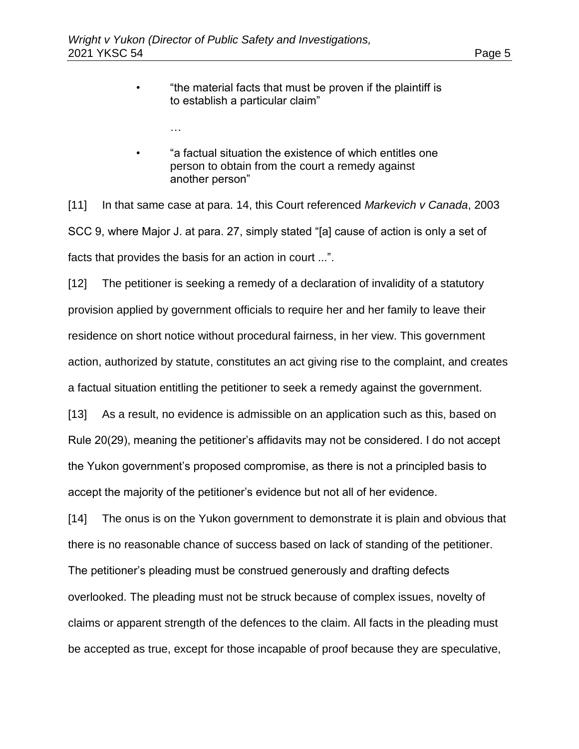- "the material facts that must be proven if the plaintiff is to establish a particular claim"

  …

- "a factual situation the existence of which entitles one person to obtain from the court a remedy against another person"

[11] In that same case at para. 14, this Court referenced *Markevich v Canada*, 2003 SCC 9, where Major J. at para. 27, simply stated "[a] cause of action is only a set of facts that provides the basis for an action in court ...".

[12] The petitioner is seeking a remedy of a declaration of invalidity of a statutory provision applied by government officials to require her and her family to leave their residence on short notice without procedural fairness, in her view. This government action, authorized by statute, constitutes an act giving rise to the complaint, and creates a factual situation entitling the petitioner to seek a remedy against the government.

[13] As a result, no evidence is admissible on an application such as this, based on Rule 20(29), meaning the petitioner's affidavits may not be considered. I do not accept the Yukon government's proposed compromise, as there is not a principled basis to accept the majority of the petitioner's evidence but not all of her evidence.

[14] The onus is on the Yukon government to demonstrate it is plain and obvious that there is no reasonable chance of success based on lack of standing of the petitioner. The petitioner's pleading must be construed generously and drafting defects overlooked. The pleading must not be struck because of complex issues, novelty of claims or apparent strength of the defences to the claim. All facts in the pleading must be accepted as true, except for those incapable of proof because they are speculative,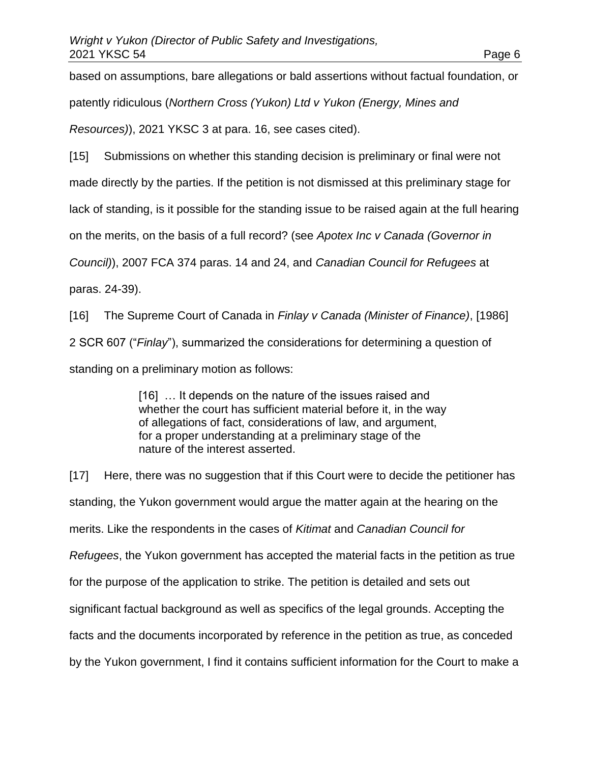based on assumptions, bare allegations or bald assertions without factual foundation, or patently ridiculous (*Northern Cross (Yukon) Ltd v Yukon (Energy, Mines and Resources)*), 2021 YKSC 3 at para. 16, see cases cited).

[15] Submissions on whether this standing decision is preliminary or final were not made directly by the parties. If the petition is not dismissed at this preliminary stage for lack of standing, is it possible for the standing issue to be raised again at the full hearing on the merits, on the basis of a full record? (see *Apotex Inc v Canada (Governor in Council)*), 2007 FCA 374 paras. 14 and 24, and *Canadian Council for Refugees* at paras. 24-39).

[16] The Supreme Court of Canada in *Finlay v Canada (Minister of Finance)*, [1986] 2 SCR 607 ("*Finlay*"), summarized the considerations for determining a question of standing on a preliminary motion as follows:

> [16] … It depends on the nature of the issues raised and whether the court has sufficient material before it, in the way of allegations of fact, considerations of law, and argument, for a proper understanding at a preliminary stage of the nature of the interest asserted.

[17] Here, there was no suggestion that if this Court were to decide the petitioner has standing, the Yukon government would argue the matter again at the hearing on the merits. Like the respondents in the cases of *Kitimat* and *Canadian Council for Refugees*, the Yukon government has accepted the material facts in the petition as true for the purpose of the application to strike. The petition is detailed and sets out significant factual background as well as specifics of the legal grounds. Accepting the facts and the documents incorporated by reference in the petition as true, as conceded by the Yukon government, I find it contains sufficient information for the Court to make a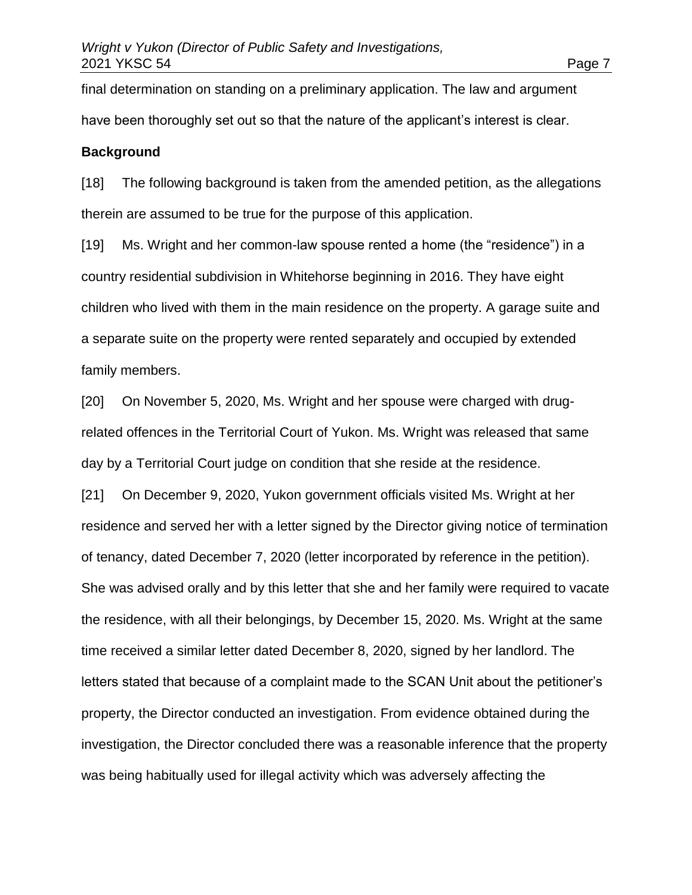final determination on standing on a preliminary application. The law and argument have been thoroughly set out so that the nature of the applicant's interest is clear.

**Background**

[18] The following background is taken from the amended petition, as the allegations therein are assumed to be true for the purpose of this application.

[19] Ms. Wright and her common-law spouse rented a home (the "residence") in a country residential subdivision in Whitehorse beginning in 2016. They have eight children who lived with them in the main residence on the property. A garage suite and a separate suite on the property were rented separately and occupied by extended family members.

[20] On November 5, 2020, Ms. Wright and her spouse were charged with drug-related offences in the Territorial Court of Yukon. Ms. Wright was released that same day by a Territorial Court judge on condition that she reside at the residence.

[21] On December 9, 2020, Yukon government officials visited Ms. Wright at her residence and served her with a letter signed by the Director giving notice of termination of tenancy, dated December 7, 2020 (letter incorporated by reference in the petition). She was advised orally and by this letter that she and her family were required to vacate the residence, with all their belongings, by December 15, 2020. Ms. Wright at the same time received a similar letter dated December 8, 2020, signed by her landlord. The letters stated that because of a complaint made to the SCAN Unit about the petitioner's property, the Director conducted an investigation. From evidence obtained during the investigation, the Director concluded there was a reasonable inference that the property was being habitually used for illegal activity which was adversely affecting the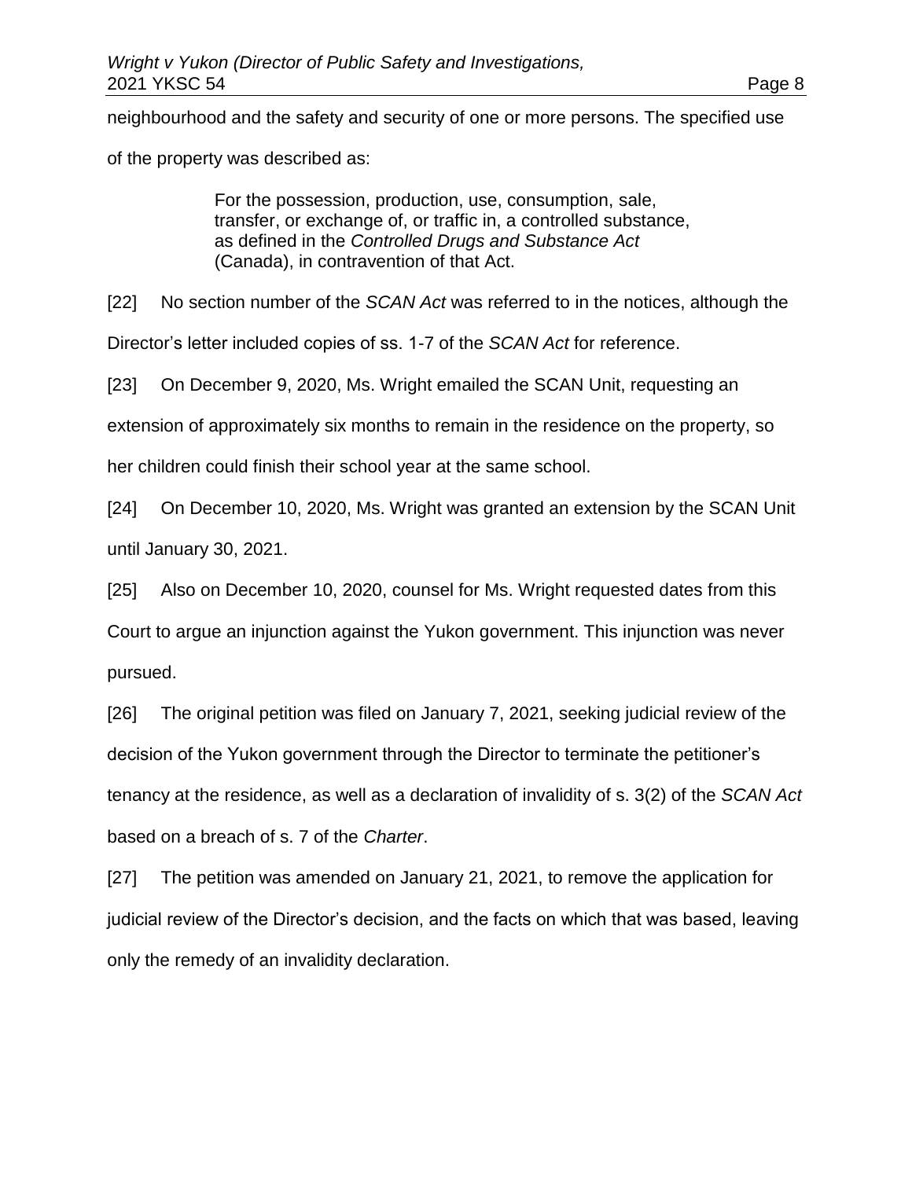neighbourhood and the safety and security of one or more persons. The specified use of the property was described as:

> For the possession, production, use, consumption, sale, transfer, or exchange of, or traffic in, a controlled substance, as defined in the *Controlled Drugs and Substance Act* (Canada), in contravention of that Act.

[22] No section number of the *SCAN Act* was referred to in the notices, although the Director's letter included copies of ss. 1-7 of the *SCAN Act* for reference.

[23] On December 9, 2020, Ms. Wright emailed the SCAN Unit, requesting an extension of approximately six months to remain in the residence on the property, so her children could finish their school year at the same school.

[24] On December 10, 2020, Ms. Wright was granted an extension by the SCAN Unit until January 30, 2021.

[25] Also on December 10, 2020, counsel for Ms. Wright requested dates from this Court to argue an injunction against the Yukon government. This injunction was never pursued.

[26] The original petition was filed on January 7, 2021, seeking judicial review of the decision of the Yukon government through the Director to terminate the petitioner's tenancy at the residence, as well as a declaration of invalidity of s. 3(2) of the *SCAN Act* based on a breach of s. 7 of the *Charter*.

[27] The petition was amended on January 21, 2021, to remove the application for judicial review of the Director's decision, and the facts on which that was based, leaving only the remedy of an invalidity declaration.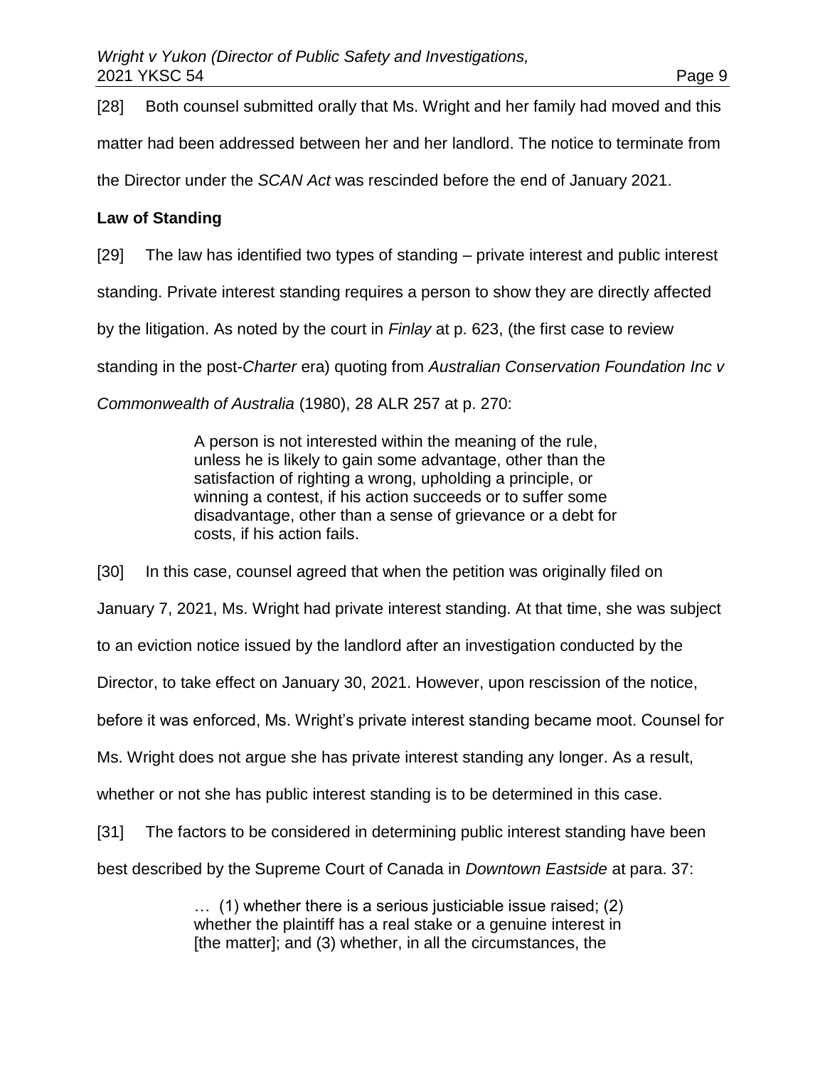[28] Both counsel submitted orally that Ms. Wright and her family had moved and this matter had been addressed between her and her landlord. The notice to terminate from the Director under the *SCAN Act* was rescinded before the end of January 2021.

**Law of Standing**

[29] The law has identified two types of standing – private interest and public interest standing. Private interest standing requires a person to show they are directly affected by the litigation. As noted by the court in *Finlay* at p. 623, (the first case to review standing in the post-*Charter* era) quoting from *Australian Conservation Foundation Inc v Commonwealth of Australia* (1980), 28 ALR 257 at p. 270:

> A person is not interested within the meaning of the rule, unless he is likely to gain some advantage, other than the satisfaction of righting a wrong, upholding a principle, or winning a contest, if his action succeeds or to suffer some disadvantage, other than a sense of grievance or a debt for costs, if his action fails.

[30] In this case, counsel agreed that when the petition was originally filed on January 7, 2021, Ms. Wright had private interest standing. At that time, she was subject to an eviction notice issued by the landlord after an investigation conducted by the Director, to take effect on January 30, 2021. However, upon rescission of the notice, before it was enforced, Ms. Wright's private interest standing became moot. Counsel for Ms. Wright does not argue she has private interest standing any longer. As a result, whether or not she has public interest standing is to be determined in this case.

[31] The factors to be considered in determining public interest standing have been best described by the Supreme Court of Canada in *Downtown Eastside* at para. 37:

> … (1) whether there is a serious justiciable issue raised; (2) whether the plaintiff has a real stake or a genuine interest in [the matter]; and (3) whether, in all the circumstances, the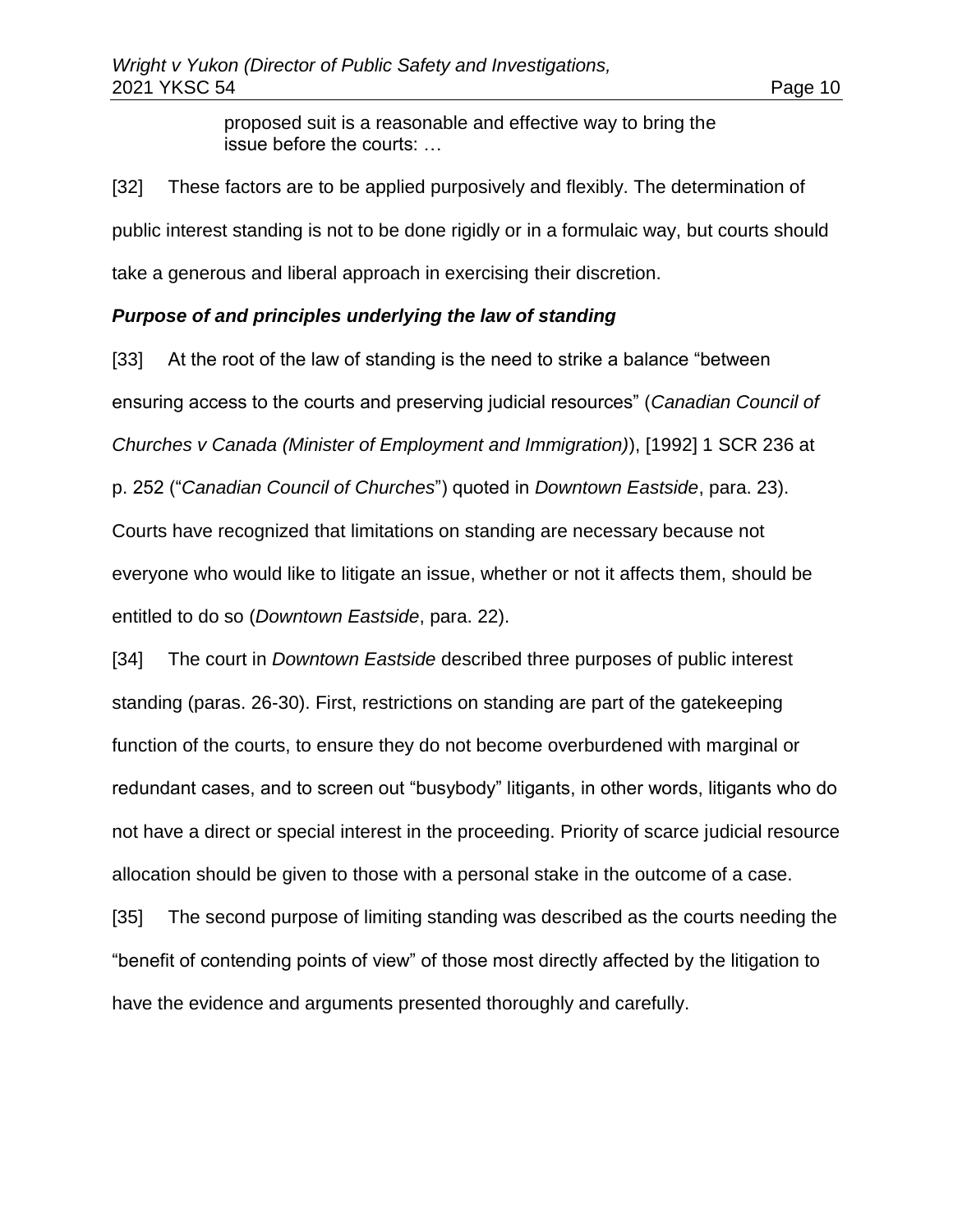> proposed suit is a reasonable and effective way to bring the issue before the courts: …

[32] These factors are to be applied purposively and flexibly. The determination of public interest standing is not to be done rigidly or in a formulaic way, but courts should take a generous and liberal approach in exercising their discretion.

***Purpose of and principles underlying the law of standing***

[33] At the root of the law of standing is the need to strike a balance "between ensuring access to the courts and preserving judicial resources" (*Canadian Council of Churches v Canada (Minister of Employment and Immigration)*), [1992] 1 SCR 236 at p. 252 ("*Canadian Council of Churches*") quoted in *Downtown Eastside*, para. 23). Courts have recognized that limitations on standing are necessary because not everyone who would like to litigate an issue, whether or not it affects them, should be entitled to do so (*Downtown Eastside*, para. 22).

[34] The court in *Downtown Eastside* described three purposes of public interest standing (paras. 26-30). First, restrictions on standing are part of the gatekeeping function of the courts, to ensure they do not become overburdened with marginal or redundant cases, and to screen out "busybody" litigants, in other words, litigants who do not have a direct or special interest in the proceeding. Priority of scarce judicial resource allocation should be given to those with a personal stake in the outcome of a case.

[35] The second purpose of limiting standing was described as the courts needing the "benefit of contending points of view" of those most directly affected by the litigation to have the evidence and arguments presented thoroughly and carefully.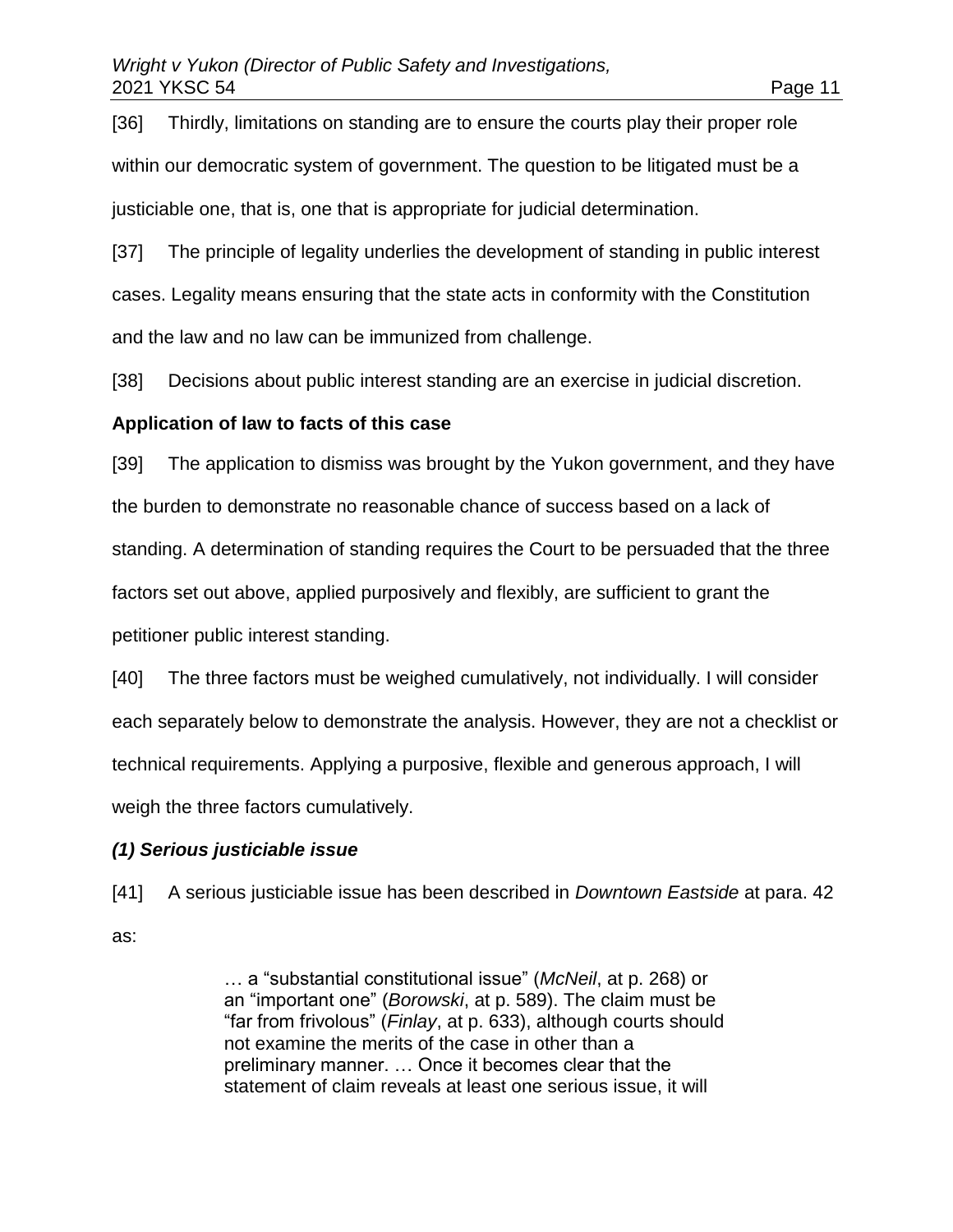[36] Thirdly, limitations on standing are to ensure the courts play their proper role within our democratic system of government. The question to be litigated must be a justiciable one, that is, one that is appropriate for judicial determination.

[37] The principle of legality underlies the development of standing in public interest cases. Legality means ensuring that the state acts in conformity with the Constitution and the law and no law can be immunized from challenge.

[38] Decisions about public interest standing are an exercise in judicial discretion.

**Application of law to facts of this case**

[39] The application to dismiss was brought by the Yukon government, and they have the burden to demonstrate no reasonable chance of success based on a lack of standing. A determination of standing requires the Court to be persuaded that the three factors set out above, applied purposively and flexibly, are sufficient to grant the petitioner public interest standing.

[40] The three factors must be weighed cumulatively, not individually. I will consider each separately below to demonstrate the analysis. However, they are not a checklist or technical requirements. Applying a purposive, flexible and generous approach, I will weigh the three factors cumulatively.

***(1) Serious justiciable issue***

[41] A serious justiciable issue has been described in *Downtown Eastside* at para. 42 as:

> … a "substantial constitutional issue" (*McNeil*, at p. 268) or an "important one" (*Borowski*, at p. 589). The claim must be "far from frivolous" (*Finlay*, at p. 633), although courts should not examine the merits of the case in other than a preliminary manner. … Once it becomes clear that the statement of claim reveals at least one serious issue, it will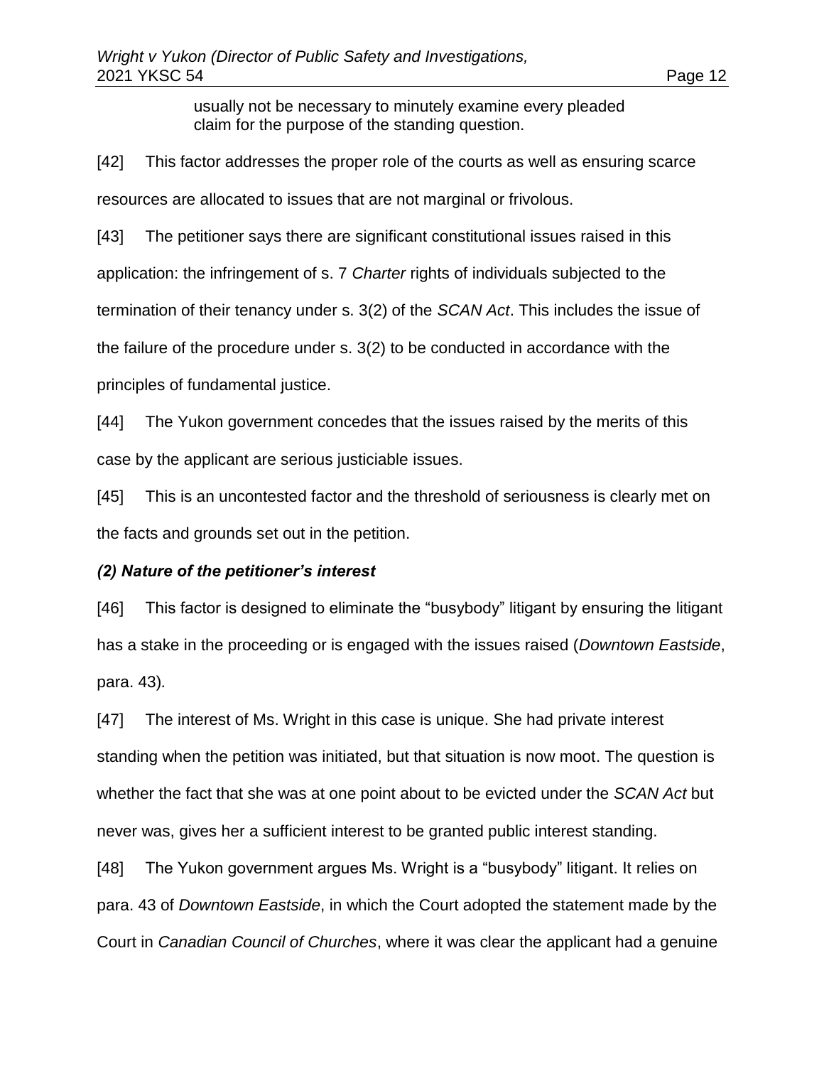usually not be necessary to minutely examine every pleaded claim for the purpose of the standing question.

[42] This factor addresses the proper role of the courts as well as ensuring scarce resources are allocated to issues that are not marginal or frivolous.

[43] The petitioner says there are significant constitutional issues raised in this application: the infringement of s. 7 *Charter* rights of individuals subjected to the termination of their tenancy under s. 3(2) of the *SCAN Act*. This includes the issue of the failure of the procedure under s. 3(2) to be conducted in accordance with the principles of fundamental justice.

[44] The Yukon government concedes that the issues raised by the merits of this case by the applicant are serious justiciable issues.

[45] This is an uncontested factor and the threshold of seriousness is clearly met on the facts and grounds set out in the petition.

### *(2) Nature of the petitioner's interest*

[46] This factor is designed to eliminate the "busybody" litigant by ensuring the litigant has a stake in the proceeding or is engaged with the issues raised (*Downtown Eastside*, para. 43).

[47] The interest of Ms. Wright in this case is unique. She had private interest standing when the petition was initiated, but that situation is now moot. The question is whether the fact that she was at one point about to be evicted under the *SCAN Act* but never was, gives her a sufficient interest to be granted public interest standing.

[48] The Yukon government argues Ms. Wright is a "busybody" litigant. It relies on para. 43 of *Downtown Eastside*, in which the Court adopted the statement made by the Court in *Canadian Council of Churches*, where it was clear the applicant had a genuine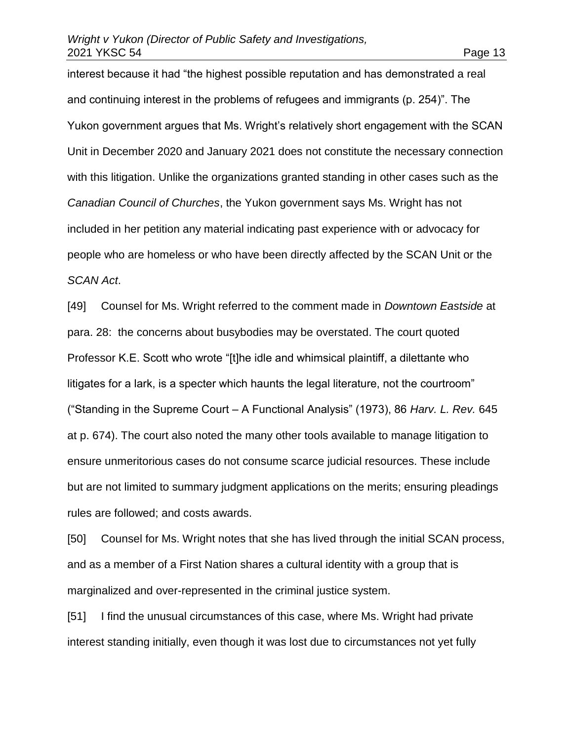interest because it had "the highest possible reputation and has demonstrated a real and continuing interest in the problems of refugees and immigrants (p. 254)". The Yukon government argues that Ms. Wright's relatively short engagement with the SCAN Unit in December 2020 and January 2021 does not constitute the necessary connection with this litigation. Unlike the organizations granted standing in other cases such as the *Canadian Council of Churches*, the Yukon government says Ms. Wright has not included in her petition any material indicating past experience with or advocacy for people who are homeless or who have been directly affected by the SCAN Unit or the *SCAN Act*.

[49] Counsel for Ms. Wright referred to the comment made in *Downtown Eastside* at para. 28: the concerns about busybodies may be overstated. The court quoted Professor K.E. Scott who wrote "[t]he idle and whimsical plaintiff, a dilettante who litigates for a lark, is a specter which haunts the legal literature, not the courtroom" ("Standing in the Supreme Court – A Functional Analysis" (1973), 86 *Harv. L. Rev.* 645 at p. 674). The court also noted the many other tools available to manage litigation to ensure unmeritorious cases do not consume scarce judicial resources. These include but are not limited to summary judgment applications on the merits; ensuring pleadings rules are followed; and costs awards.

[50] Counsel for Ms. Wright notes that she has lived through the initial SCAN process, and as a member of a First Nation shares a cultural identity with a group that is marginalized and over-represented in the criminal justice system.

[51] I find the unusual circumstances of this case, where Ms. Wright had private interest standing initially, even though it was lost due to circumstances not yet fully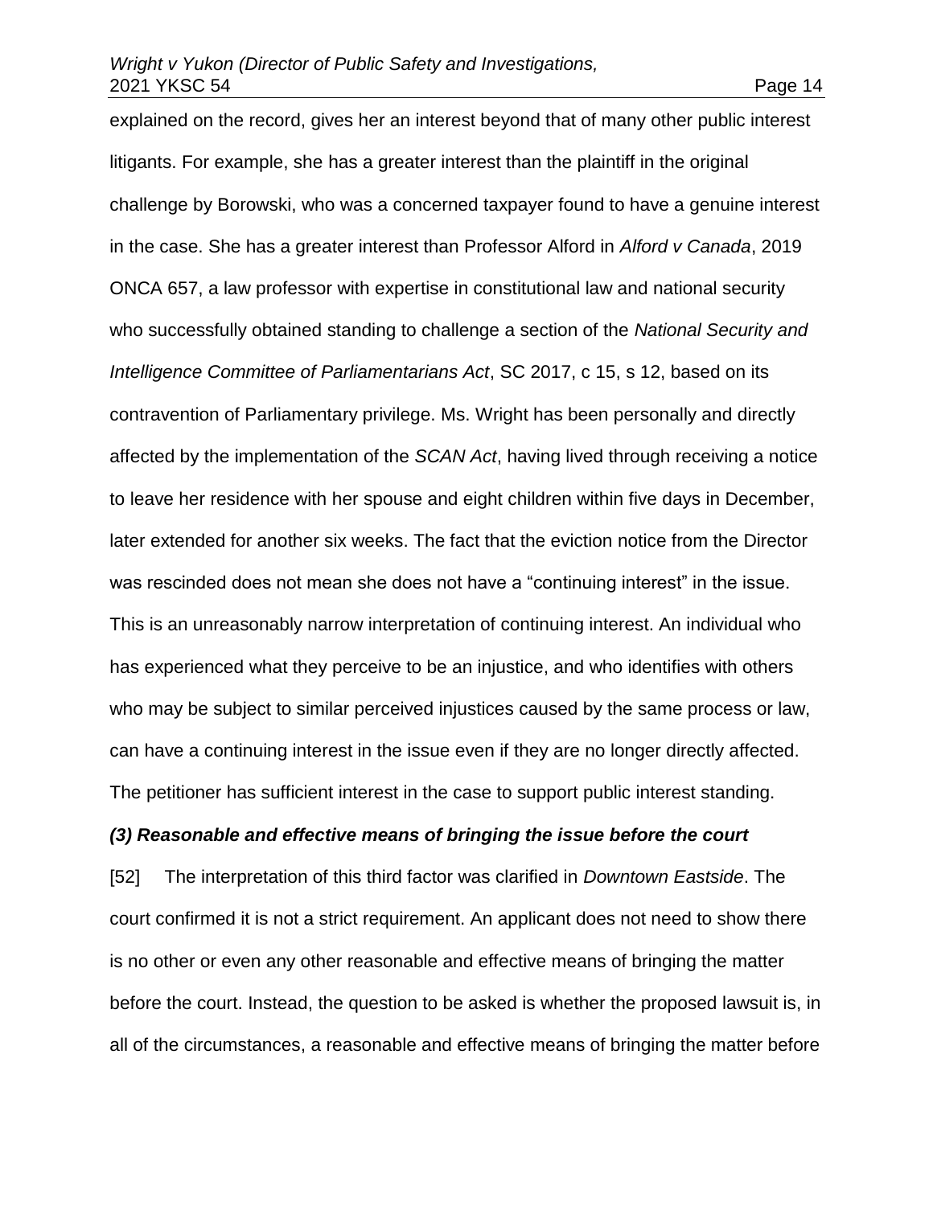explained on the record, gives her an interest beyond that of many other public interest litigants. For example, she has a greater interest than the plaintiff in the original challenge by Borowski, who was a concerned taxpayer found to have a genuine interest in the case. She has a greater interest than Professor Alford in *Alford v Canada*, 2019 ONCA 657, a law professor with expertise in constitutional law and national security who successfully obtained standing to challenge a section of the *National Security and Intelligence Committee of Parliamentarians Act*, SC 2017, c 15, s 12, based on its contravention of Parliamentary privilege. Ms. Wright has been personally and directly affected by the implementation of the *SCAN Act*, having lived through receiving a notice to leave her residence with her spouse and eight children within five days in December, later extended for another six weeks. The fact that the eviction notice from the Director was rescinded does not mean she does not have a "continuing interest" in the issue. This is an unreasonably narrow interpretation of continuing interest. An individual who has experienced what they perceive to be an injustice, and who identifies with others who may be subject to similar perceived injustices caused by the same process or law, can have a continuing interest in the issue even if they are no longer directly affected. The petitioner has sufficient interest in the case to support public interest standing.

***(3) Reasonable and effective means of bringing the issue before the court***

[52] The interpretation of this third factor was clarified in *Downtown Eastside*. The court confirmed it is not a strict requirement. An applicant does not need to show there is no other or even any other reasonable and effective means of bringing the matter before the court. Instead, the question to be asked is whether the proposed lawsuit is, in all of the circumstances, a reasonable and effective means of bringing the matter before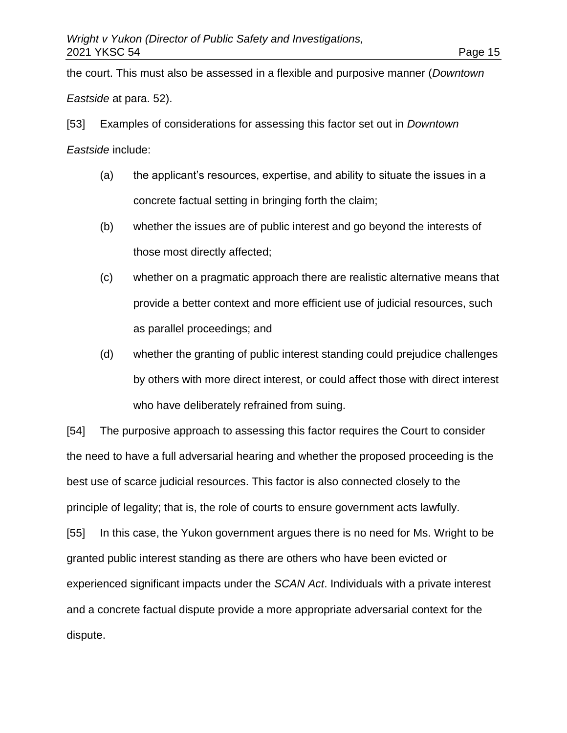the court. This must also be assessed in a flexible and purposive manner (*Downtown Eastside* at para. 52).

[53] Examples of considerations for assessing this factor set out in *Downtown Eastside* include:

(a) the applicant's resources, expertise, and ability to situate the issues in a concrete factual setting in bringing forth the claim;

(b) whether the issues are of public interest and go beyond the interests of those most directly affected;

(c) whether on a pragmatic approach there are realistic alternative means that provide a better context and more efficient use of judicial resources, such as parallel proceedings; and

(d) whether the granting of public interest standing could prejudice challenges by others with more direct interest, or could affect those with direct interest who have deliberately refrained from suing.

[54] The purposive approach to assessing this factor requires the Court to consider the need to have a full adversarial hearing and whether the proposed proceeding is the best use of scarce judicial resources. This factor is also connected closely to the principle of legality; that is, the role of courts to ensure government acts lawfully.

[55] In this case, the Yukon government argues there is no need for Ms. Wright to be granted public interest standing as there are others who have been evicted or experienced significant impacts under the *SCAN Act*. Individuals with a private interest and a concrete factual dispute provide a more appropriate adversarial context for the dispute.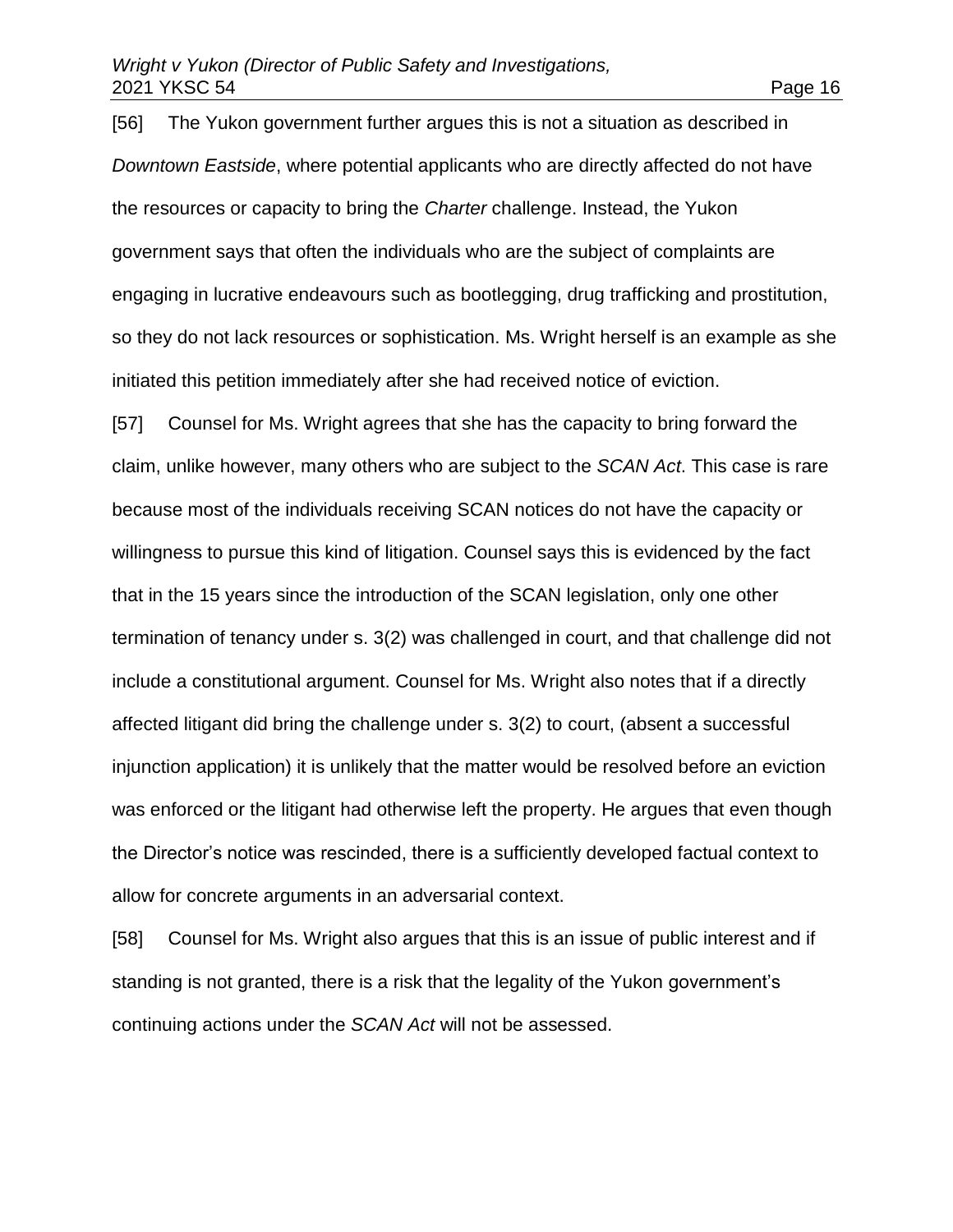[56] The Yukon government further argues this is not a situation as described in *Downtown Eastside*, where potential applicants who are directly affected do not have the resources or capacity to bring the *Charter* challenge. Instead, the Yukon government says that often the individuals who are the subject of complaints are engaging in lucrative endeavours such as bootlegging, drug trafficking and prostitution, so they do not lack resources or sophistication. Ms. Wright herself is an example as she initiated this petition immediately after she had received notice of eviction.

[57] Counsel for Ms. Wright agrees that she has the capacity to bring forward the claim, unlike however, many others who are subject to the *SCAN Act*. This case is rare because most of the individuals receiving SCAN notices do not have the capacity or willingness to pursue this kind of litigation. Counsel says this is evidenced by the fact that in the 15 years since the introduction of the SCAN legislation, only one other termination of tenancy under s. 3(2) was challenged in court, and that challenge did not include a constitutional argument. Counsel for Ms. Wright also notes that if a directly affected litigant did bring the challenge under s. 3(2) to court, (absent a successful injunction application) it is unlikely that the matter would be resolved before an eviction was enforced or the litigant had otherwise left the property. He argues that even though the Director's notice was rescinded, there is a sufficiently developed factual context to allow for concrete arguments in an adversarial context.

[58] Counsel for Ms. Wright also argues that this is an issue of public interest and if standing is not granted, there is a risk that the legality of the Yukon government's continuing actions under the *SCAN Act* will not be assessed.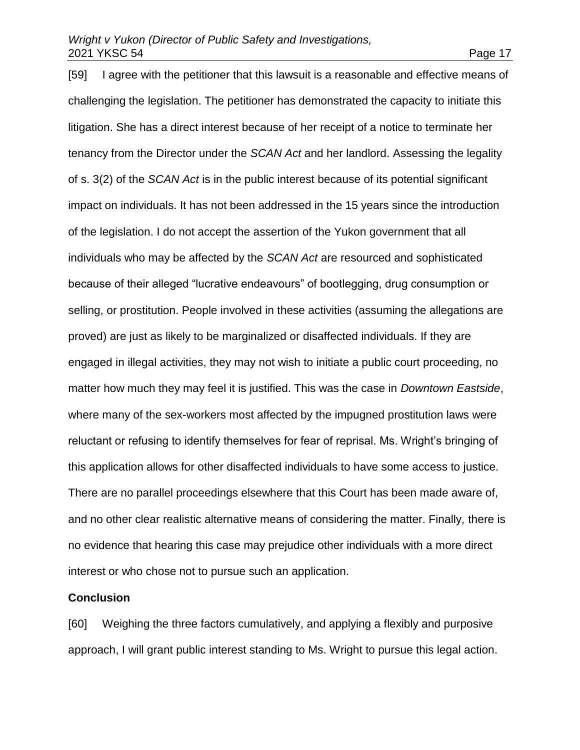[59] I agree with the petitioner that this lawsuit is a reasonable and effective means of challenging the legislation. The petitioner has demonstrated the capacity to initiate this litigation. She has a direct interest because of her receipt of a notice to terminate her tenancy from the Director under the *SCAN Act* and her landlord. Assessing the legality of s. 3(2) of the *SCAN Act* is in the public interest because of its potential significant impact on individuals. It has not been addressed in the 15 years since the introduction of the legislation. I do not accept the assertion of the Yukon government that all individuals who may be affected by the *SCAN Act* are resourced and sophisticated because of their alleged "lucrative endeavours" of bootlegging, drug consumption or selling, or prostitution. People involved in these activities (assuming the allegations are proved) are just as likely to be marginalized or disaffected individuals. If they are engaged in illegal activities, they may not wish to initiate a public court proceeding, no matter how much they may feel it is justified. This was the case in *Downtown Eastside*, where many of the sex-workers most affected by the impugned prostitution laws were reluctant or refusing to identify themselves for fear of reprisal. Ms. Wright's bringing of this application allows for other disaffected individuals to have some access to justice. There are no parallel proceedings elsewhere that this Court has been made aware of, and no other clear realistic alternative means of considering the matter. Finally, there is no evidence that hearing this case may prejudice other individuals with a more direct interest or who chose not to pursue such an application.

**Conclusion**

[60] Weighing the three factors cumulatively, and applying a flexibly and purposive approach, I will grant public interest standing to Ms. Wright to pursue this legal action.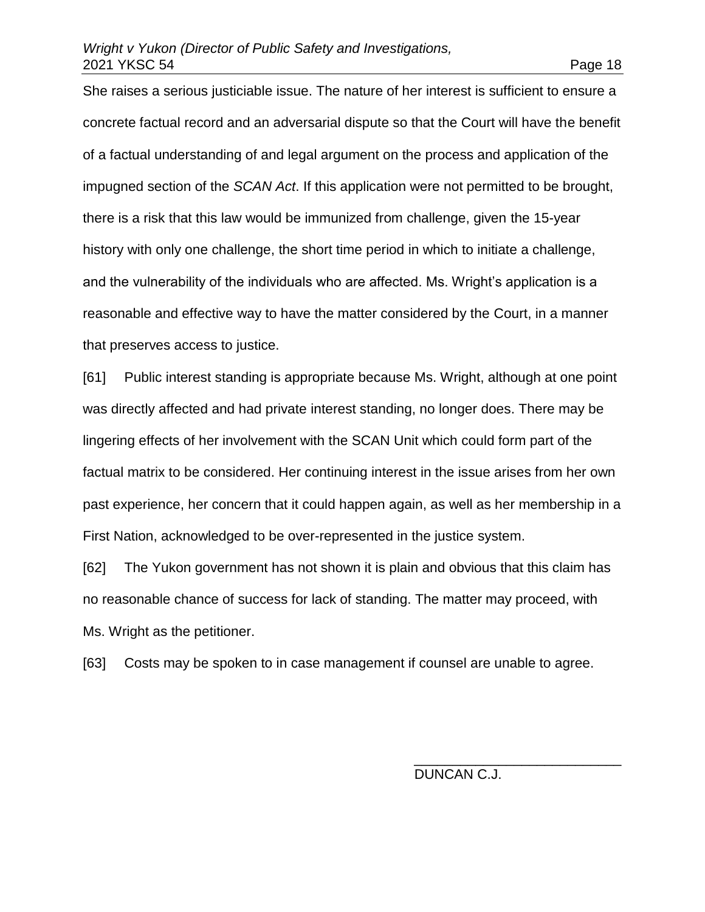She raises a serious justiciable issue. The nature of her interest is sufficient to ensure a concrete factual record and an adversarial dispute so that the Court will have the benefit of a factual understanding of and legal argument on the process and application of the impugned section of the *SCAN Act*. If this application were not permitted to be brought, there is a risk that this law would be immunized from challenge, given the 15-year history with only one challenge, the short time period in which to initiate a challenge, and the vulnerability of the individuals who are affected. Ms. Wright's application is a reasonable and effective way to have the matter considered by the Court, in a manner that preserves access to justice.

[61] Public interest standing is appropriate because Ms. Wright, although at one point was directly affected and had private interest standing, no longer does. There may be lingering effects of her involvement with the SCAN Unit which could form part of the factual matrix to be considered. Her continuing interest in the issue arises from her own past experience, her concern that it could happen again, as well as her membership in a First Nation, acknowledged to be over-represented in the justice system.

[62] The Yukon government has not shown it is plain and obvious that this claim has no reasonable chance of success for lack of standing. The matter may proceed, with Ms. Wright as the petitioner.

[63] Costs may be spoken to in case management if counsel are unable to agree.

\_\_\_\_\_\_\_\_\_\_\_\_\_\_\_\_\_\_\_\_\_\_\_\_\_\_\_

DUNCAN C.J.